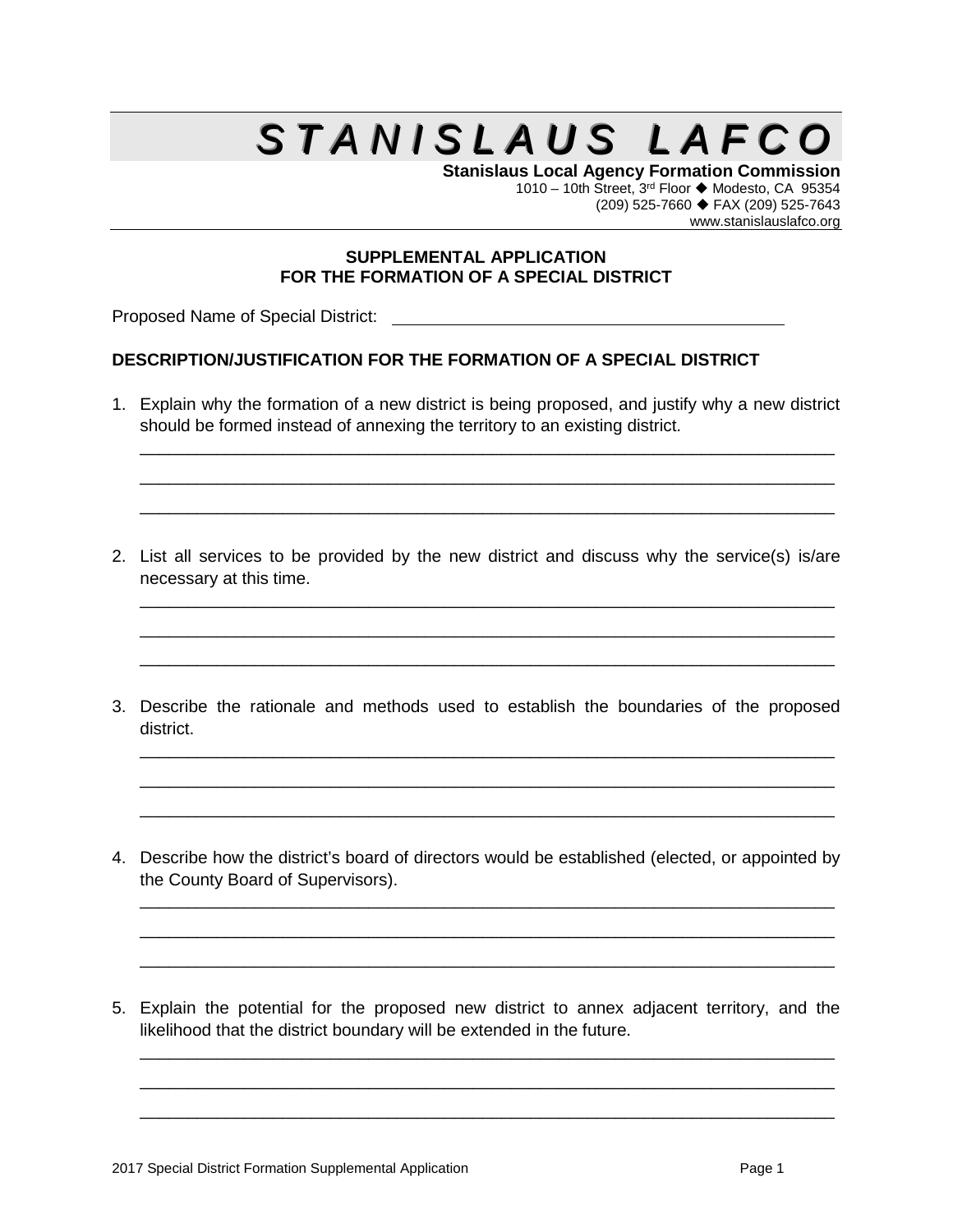# STANISLAUS LAFCO

**Stanislaus Local Agency Formation Commission**
1010 – 10th Street, 3rd Floor ◆ Modesto, CA 95354
(209) 525-7660 ◆ FAX (209) 525-7643
www.stanislauslafco.org

## SUPPLEMENTAL APPLICATION FOR THE FORMATION OF A SPECIAL DISTRICT

Proposed Name of Special District: ____________________________________________

### DESCRIPTION/JUSTIFICATION FOR THE FORMATION OF A SPECIAL DISTRICT

1. Explain why the formation of a new district is being proposed, and justify why a new district should be formed instead of annexing the territory to an existing district.

   ______________________________________________________________________________

   ______________________________________________________________________________

   ______________________________________________________________________________

2. List all services to be provided by the new district and discuss why the service(s) is/are necessary at this time.

   ______________________________________________________________________________

   ______________________________________________________________________________

   ______________________________________________________________________________

3. Describe the rationale and methods used to establish the boundaries of the proposed district.

   ______________________________________________________________________________

   ______________________________________________________________________________

   ______________________________________________________________________________

4. Describe how the district's board of directors would be established (elected, or appointed by the County Board of Supervisors).

   ______________________________________________________________________________

   ______________________________________________________________________________

   ______________________________________________________________________________

5. Explain the potential for the proposed new district to annex adjacent territory, and the likelihood that the district boundary will be extended in the future.

   ______________________________________________________________________________

   ______________________________________________________________________________

   ______________________________________________________________________________

2017 Special District Formation Supplemental Application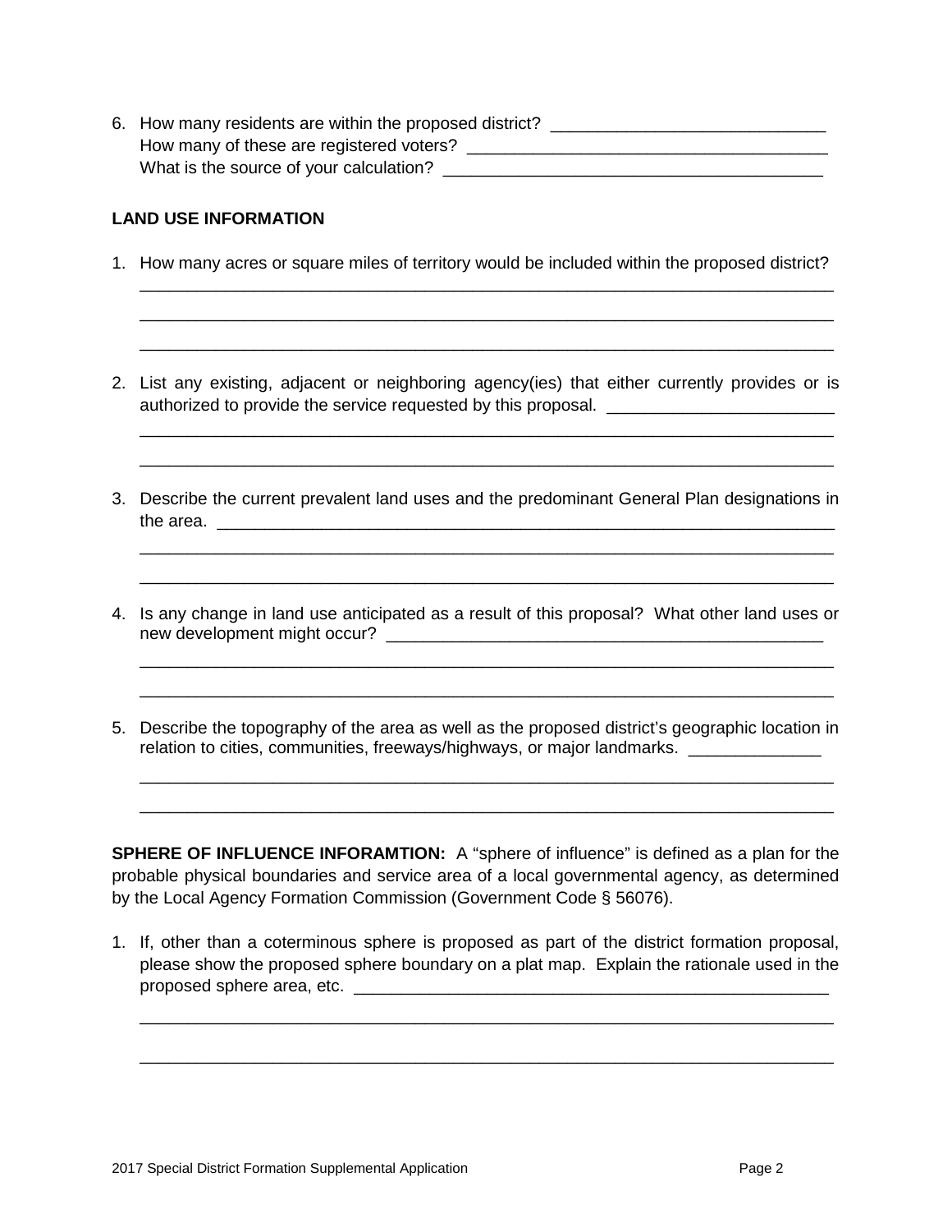6. How many residents are within the proposed district? _____________________________
   How many of these are registered voters? _____________________________________
   What is the source of your calculation? ______________________________________

**LAND USE INFORMATION**

1. How many acres or square miles of territory would be included within the proposed district?
   ___________________________________________________________________________
   ___________________________________________________________________________
   ___________________________________________________________________________

2. List any existing, adjacent or neighboring agency(ies) that either currently provides or is authorized to provide the service requested by this proposal. ________________________
   ___________________________________________________________________________
   ___________________________________________________________________________

3. Describe the current prevalent land uses and the predominant General Plan designations in the area. ___________________________________________________________________
   ___________________________________________________________________________
   ___________________________________________________________________________

4. Is any change in land use anticipated as a result of this proposal? What other land uses or new development might occur? _______________________________________________
   ___________________________________________________________________________
   ___________________________________________________________________________

5. Describe the topography of the area as well as the proposed district's geographic location in relation to cities, communities, freeways/highways, or major landmarks. ______________
   ___________________________________________________________________________
   ___________________________________________________________________________

**SPHERE OF INFLUENCE INFORAMTION:** A "sphere of influence" is defined as a plan for the probable physical boundaries and service area of a local governmental agency, as determined by the Local Agency Formation Commission (Government Code § 56076).

1. If, other than a coterminous sphere is proposed as part of the district formation proposal, please show the proposed sphere boundary on a plat map. Explain the rationale used in the proposed sphere area, etc. ____________________________________________________
   ___________________________________________________________________________
   ___________________________________________________________________________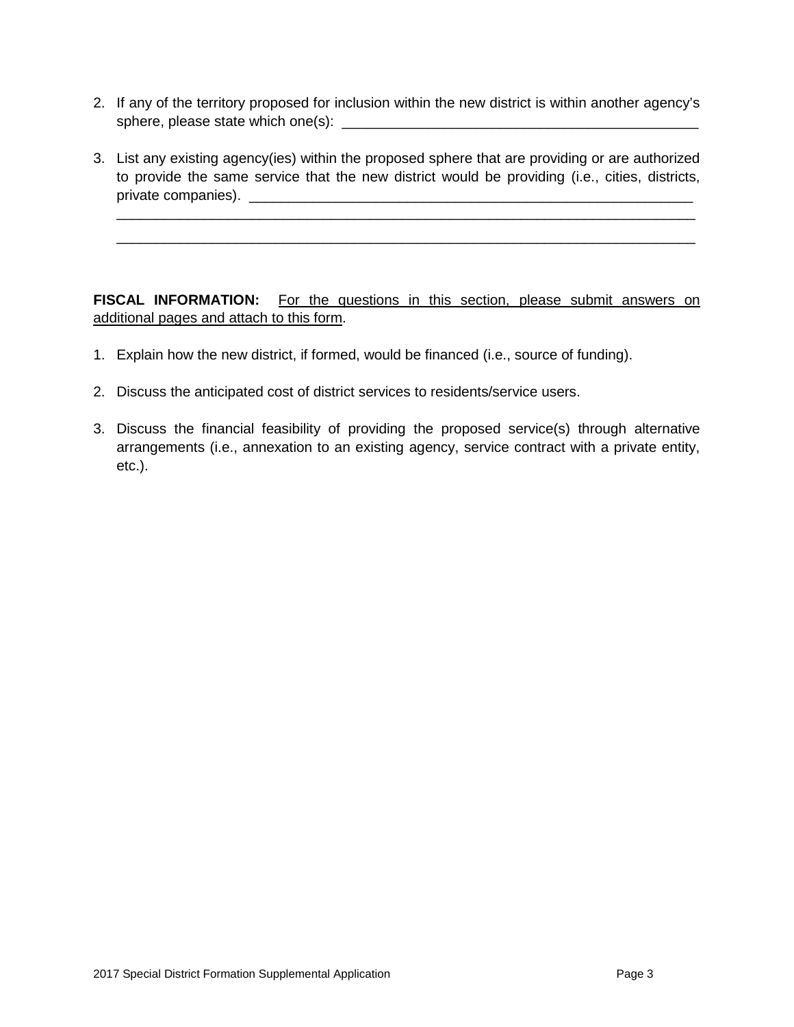2. If any of the territory proposed for inclusion within the new district is within another agency's sphere, please state which one(s): _______________________________________________

3. List any existing agency(ies) within the proposed sphere that are providing or are authorized to provide the same service that the new district would be providing (i.e., cities, districts, private companies). ___________________________________________________________
_____________________________________________________________________________
_____________________________________________________________________________

**FISCAL INFORMATION:** <u>For the questions in this section, please submit answers on additional pages and attach to this form</u>.

1. Explain how the new district, if formed, would be financed (i.e., source of funding).

2. Discuss the anticipated cost of district services to residents/service users.

3. Discuss the financial feasibility of providing the proposed service(s) through alternative arrangements (i.e., annexation to an existing agency, service contract with a private entity, etc.).